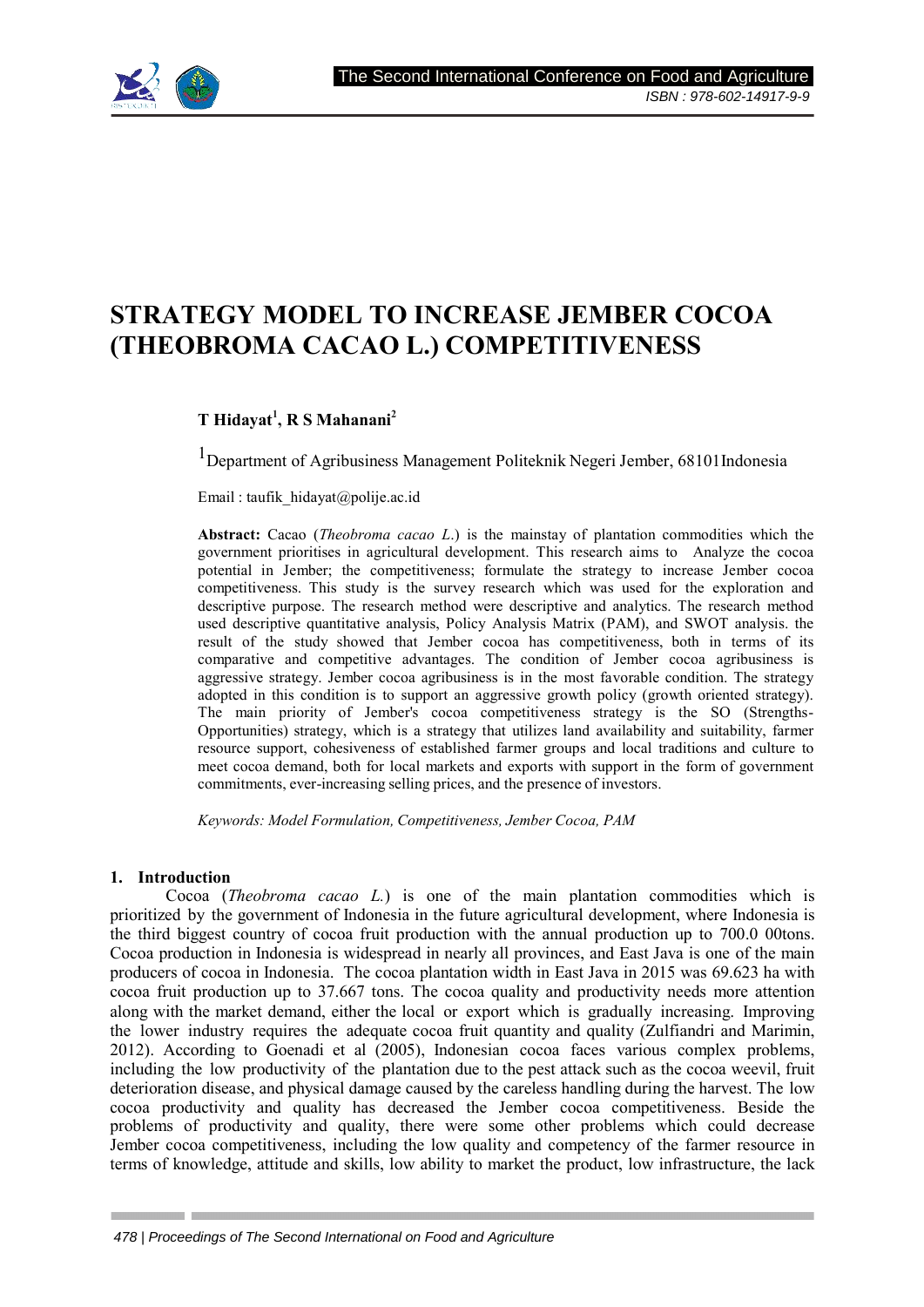# STRATEGY MODEL TO INCREASE JEMBER COCOA (THEOBROMA CACAO L.) COMPETITIVENESS

**T Hidayat[1], R S Mahanani[2]**

[1]Department of Agribusiness Management Politeknik Negeri Jember, 68101Indonesia

Email : taufik_hidayat@polije.ac.id

**Abstract:** Cacao (*Theobroma cacao L.*) is the mainstay of plantation commodities which the government prioritises in agricultural development. This research aims to Analyze the cocoa potential in Jember; the competitiveness; formulate the strategy to increase Jember cocoa competitiveness. This study is the survey research which was used for the exploration and descriptive purpose. The research method were descriptive and analytics. The research method used descriptive quantitative analysis, Policy Analysis Matrix (PAM), and SWOT analysis. the result of the study showed that Jember cocoa has competitiveness, both in terms of its comparative and competitive advantages. The condition of Jember cocoa agribusiness is aggressive strategy. Jember cocoa agribusiness is in the most favorable condition. The strategy adopted in this condition is to support an aggressive growth policy (growth oriented strategy). The main priority of Jember's cocoa competitiveness strategy is the SO (Strengths-Opportunities) strategy, which is a strategy that utilizes land availability and suitability, farmer resource support, cohesiveness of established farmer groups and local traditions and culture to meet cocoa demand, both for local markets and exports with support in the form of government commitments, ever-increasing selling prices, and the presence of investors.

*Keywords: Model Formulation, Competitiveness, Jember Cocoa, PAM*

## 1. Introduction

Cocoa (*Theobroma cacao L.*) is one of the main plantation commodities which is prioritized by the government of Indonesia in the future agricultural development, where Indonesia is the third biggest country of cocoa fruit production with the annual production up to 700.0 00tons. Cocoa production in Indonesia is widespread in nearly all provinces, and East Java is one of the main producers of cocoa in Indonesia. The cocoa plantation width in East Java in 2015 was 69.623 ha with cocoa fruit production up to 37.667 tons. The cocoa quality and productivity needs more attention along with the market demand, either the local or export which is gradually increasing. Improving the lower industry requires the adequate cocoa fruit quantity and quality (Zulfiandri and Marimin, 2012). According to Goenadi et al (2005), Indonesian cocoa faces various complex problems, including the low productivity of the plantation due to the pest attack such as the cocoa weevil, fruit deterioration disease, and physical damage caused by the careless handling during the harvest. The low cocoa productivity and quality has decreased the Jember cocoa competitiveness. Beside the problems of productivity and quality, there were some other problems which could decrease Jember cocoa competitiveness, including the low quality and competency of the farmer resource in terms of knowledge, attitude and skills, low ability to market the product, low infrastructure, the lack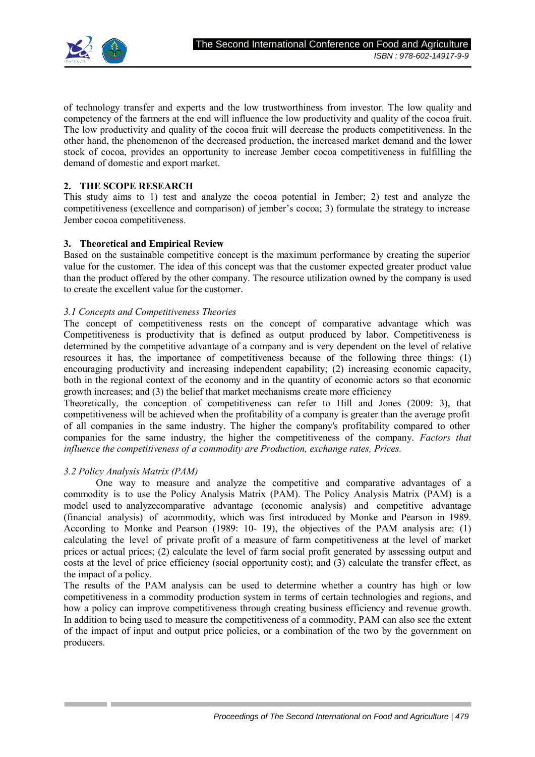of technology transfer and experts and the low trustworthiness from investor. The low quality and competency of the farmers at the end will influence the low productivity and quality of the cocoa fruit. The low productivity and quality of the cocoa fruit will decrease the products competitiveness. In the other hand, the phenomenon of the decreased production, the increased market demand and the lower stock of cocoa, provides an opportunity to increase Jember cocoa competitiveness in fulfilling the demand of domestic and export market.

## 2. THE SCOPE RESEARCH

This study aims to 1) test and analyze the cocoa potential in Jember; 2) test and analyze the competitiveness (excellence and comparison) of jember's cocoa; 3) formulate the strategy to increase Jember cocoa competitiveness.

## 3. Theoretical and Empirical Review

Based on the sustainable competitive concept is the maximum performance by creating the superior value for the customer. The idea of this concept was that the customer expected greater product value than the product offered by the other company. The resource utilization owned by the company is used to create the excellent value for the customer.

### *3.1 Concepts and Competitiveness Theories*

The concept of competitiveness rests on the concept of comparative advantage which was Competitiveness is productivity that is defined as output produced by labor. Competitiveness is determined by the competitive advantage of a company and is very dependent on the level of relative resources it has, the importance of competitiveness because of the following three things: (1) encouraging productivity and increasing independent capability; (2) increasing economic capacity, both in the regional context of the economy and in the quantity of economic actors so that economic growth increases; and (3) the belief that market mechanisms create more efficiency

Theoretically, the conception of competitiveness can refer to Hill and Jones (2009: 3), that competitiveness will be achieved when the profitability of a company is greater than the average profit of all companies in the same industry. The higher the company's profitability compared to other companies for the same industry, the higher the competitiveness of the company. *Factors that influence the competitiveness of a commodity are Production, exchange rates, Prices.*

### *3.2 Policy Analysis Matrix (PAM)*

One way to measure and analyze the competitive and comparative advantages of a commodity is to use the Policy Analysis Matrix (PAM). The Policy Analysis Matrix (PAM) is a model used to analyzecomparative advantage (economic analysis) and competitive advantage (financial analysis) of acommodity, which was first introduced by Monke and Pearson in 1989. According to Monke and Pearson (1989: 10- 19), the objectives of the PAM analysis are: (1) calculating the level of private profit of a measure of farm competitiveness at the level of market prices or actual prices; (2) calculate the level of farm social profit generated by assessing output and costs at the level of price efficiency (social opportunity cost); and (3) calculate the transfer effect, as the impact of a policy.

The results of the PAM analysis can be used to determine whether a country has high or low competitiveness in a commodity production system in terms of certain technologies and regions, and how a policy can improve competitiveness through creating business efficiency and revenue growth. In addition to being used to measure the competitiveness of a commodity, PAM can also see the extent of the impact of input and output price policies, or a combination of the two by the government on producers.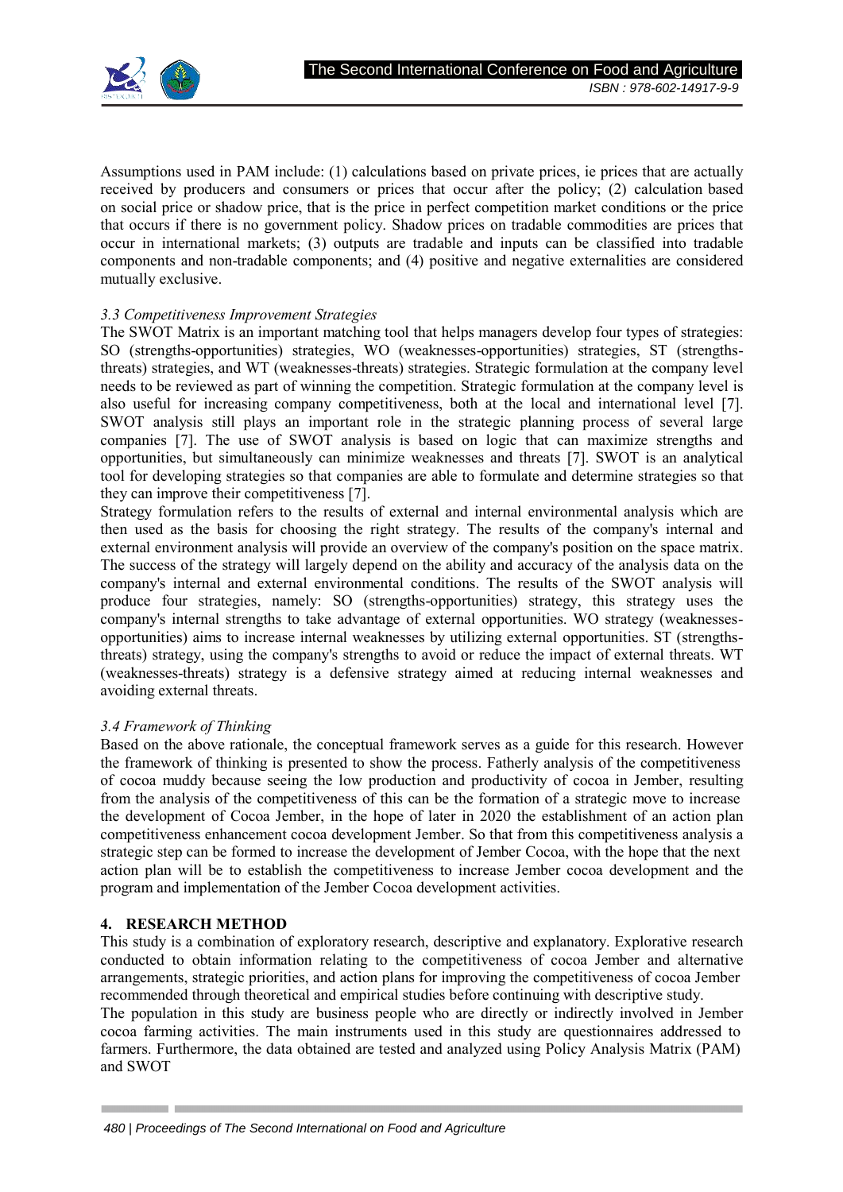Assumptions used in PAM include: (1) calculations based on private prices, ie prices that are actually received by producers and consumers or prices that occur after the policy; (2) calculation based on social price or shadow price, that is the price in perfect competition market conditions or the price that occurs if there is no government policy. Shadow prices on tradable commodities are prices that occur in international markets; (3) outputs are tradable and inputs can be classified into tradable components and non-tradable components; and (4) positive and negative externalities are considered mutually exclusive.

### *3.3 Competitiveness Improvement Strategies*

The SWOT Matrix is an important matching tool that helps managers develop four types of strategies: SO (strengths-opportunities) strategies, WO (weaknesses-opportunities) strategies, ST (strengths-threats) strategies, and WT (weaknesses-threats) strategies. Strategic formulation at the company level needs to be reviewed as part of winning the competition. Strategic formulation at the company level is also useful for increasing company competitiveness, both at the local and international level [7]. SWOT analysis still plays an important role in the strategic planning process of several large companies [7]. The use of SWOT analysis is based on logic that can maximize strengths and opportunities, but simultaneously can minimize weaknesses and threats [7]. SWOT is an analytical tool for developing strategies so that companies are able to formulate and determine strategies so that they can improve their competitiveness [7].

Strategy formulation refers to the results of external and internal environmental analysis which are then used as the basis for choosing the right strategy. The results of the company's internal and external environment analysis will provide an overview of the company's position on the space matrix. The success of the strategy will largely depend on the ability and accuracy of the analysis data on the company's internal and external environmental conditions. The results of the SWOT analysis will produce four strategies, namely: SO (strengths-opportunities) strategy, this strategy uses the company's internal strengths to take advantage of external opportunities. WO strategy (weaknesses-opportunities) aims to increase internal weaknesses by utilizing external opportunities. ST (strengths-threats) strategy, using the company's strengths to avoid or reduce the impact of external threats. WT (weaknesses-threats) strategy is a defensive strategy aimed at reducing internal weaknesses and avoiding external threats.

### *3.4 Framework of Thinking*

Based on the above rationale, the conceptual framework serves as a guide for this research. However the framework of thinking is presented to show the process. Fatherly analysis of the competitiveness of cocoa muddy because seeing the low production and productivity of cocoa in Jember, resulting from the analysis of the competitiveness of this can be the formation of a strategic move to increase the development of Cocoa Jember, in the hope of later in 2020 the establishment of an action plan competitiveness enhancement cocoa development Jember. So that from this competitiveness analysis a strategic step can be formed to increase the development of Jember Cocoa, with the hope that the next action plan will be to establish the competitiveness to increase Jember cocoa development and the program and implementation of the Jember Cocoa development activities.

## 4. RESEARCH METHOD

This study is a combination of exploratory research, descriptive and explanatory. Explorative research conducted to obtain information relating to the competitiveness of cocoa Jember and alternative arrangements, strategic priorities, and action plans for improving the competitiveness of cocoa Jember recommended through theoretical and empirical studies before continuing with descriptive study.

The population in this study are business people who are directly or indirectly involved in Jember cocoa farming activities. The main instruments used in this study are questionnaires addressed to farmers. Furthermore, the data obtained are tested and analyzed using Policy Analysis Matrix (PAM) and SWOT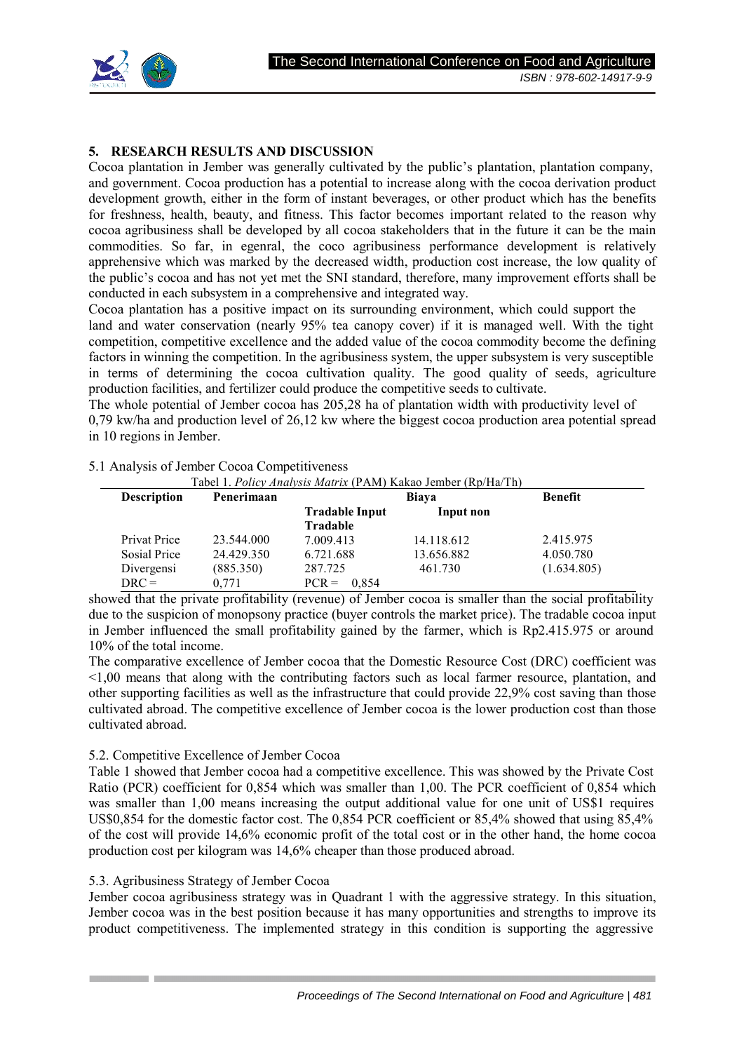## 5. RESEARCH RESULTS AND DISCUSSION

Cocoa plantation in Jember was generally cultivated by the public's plantation, plantation company, and government. Cocoa production has a potential to increase along with the cocoa derivation product development growth, either in the form of instant beverages, or other product which has the benefits for freshness, health, beauty, and fitness. This factor becomes important related to the reason why cocoa agribusiness shall be developed by all cocoa stakeholders that in the future it can be the main commodities. So far, in egenral, the coco agribusiness performance development is relatively apprehensive which was marked by the decreased width, production cost increase, the low quality of the public's cocoa and has not yet met the SNI standard, therefore, many improvement efforts shall be conducted in each subsystem in a comprehensive and integrated way.

Cocoa plantation has a positive impact on its surrounding environment, which could support the land and water conservation (nearly 95% tea canopy cover) if it is managed well. With the tight competition, competitive excellence and the added value of the cocoa commodity become the defining factors in winning the competition. In the agribusiness system, the upper subsystem is very susceptible in terms of determining the cocoa cultivation quality. The good quality of seeds, agriculture production facilities, and fertilizer could produce the competitive seeds to cultivate.

The whole potential of Jember cocoa has 205,28 ha of plantation width with productivity level of 0,79 kw/ha and production level of 26,12 kw where the biggest cocoa production area potential spread in 10 regions in Jember.

### 5.1 Analysis of Jember Cocoa Competitiveness

Tabel 1. *Policy Analysis Matrix* (PAM) Kakao Jember (Rp/Ha/Th)

| Description | Penerimaan | Biaya | | Benefit |
|---|---|---|---|---|
| | | Tradable Input | Input non Tradable | |
| Privat Price | 23.544.000 | 7.009.413 | 14.118.612 | 2.415.975 |
| Sosial Price | 24.429.350 | 6.721.688 | 13.656.882 | 4.050.780 |
| Divergensi | (885.350) | 287.725 | 461.730 | (1.634.805) |
| DRC = | 0,771 | PCR = 0,854 | | |

showed that the private profitability (revenue) of Jember cocoa is smaller than the social profitability due to the suspicion of monopsony practice (buyer controls the market price). The tradable cocoa input in Jember influenced the small profitability gained by the farmer, which is Rp2.415.975 or around 10% of the total income.

The comparative excellence of Jember cocoa that the Domestic Resource Cost (DRC) coefficient was <1,00 means that along with the contributing factors such as local farmer resource, plantation, and other supporting facilities as well as the infrastructure that could provide 22,9% cost saving than those cultivated abroad. The competitive excellence of Jember cocoa is the lower production cost than those cultivated abroad.

### 5.2. Competitive Excellence of Jember Cocoa

Table 1 showed that Jember cocoa had a competitive excellence. This was showed by the Private Cost Ratio (PCR) coefficient for 0,854 which was smaller than 1,00. The PCR coefficient of 0,854 which was smaller than 1,00 means increasing the output additional value for one unit of US$1 requires US$0,854 for the domestic factor cost. The 0,854 PCR coefficient or 85,4% showed that using 85,4% of the cost will provide 14,6% economic profit of the total cost or in the other hand, the home cocoa production cost per kilogram was 14,6% cheaper than those produced abroad.

### 5.3. Agribusiness Strategy of Jember Cocoa

Jember cocoa agribusiness strategy was in Quadrant 1 with the aggressive strategy. In this situation, Jember cocoa was in the best position because it has many opportunities and strengths to improve its product competitiveness. The implemented strategy in this condition is supporting the aggressive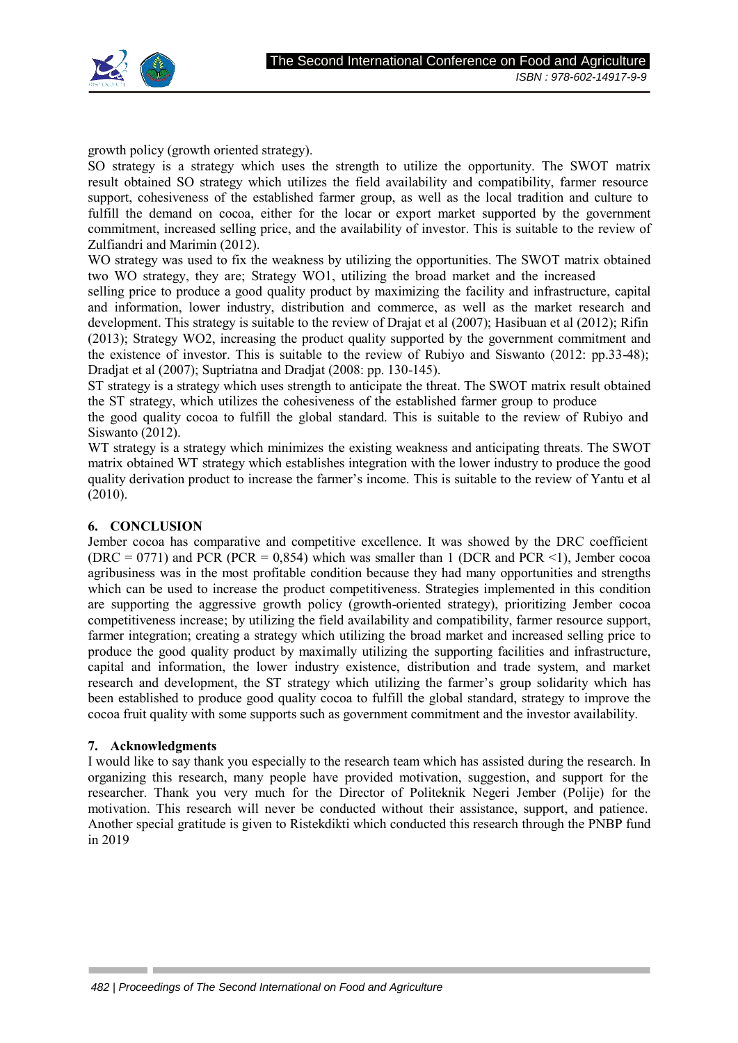growth policy (growth oriented strategy).

SO strategy is a strategy which uses the strength to utilize the opportunity. The SWOT matrix result obtained SO strategy which utilizes the field availability and compatibility, farmer resource support, cohesiveness of the established farmer group, as well as the local tradition and culture to fulfill the demand on cocoa, either for the locar or export market supported by the government commitment, increased selling price, and the availability of investor. This is suitable to the review of Zulfiandri and Marimin (2012).

WO strategy was used to fix the weakness by utilizing the opportunities. The SWOT matrix obtained two WO strategy, they are; Strategy WO1, utilizing the broad market and the increased selling price to produce a good quality product by maximizing the facility and infrastructure, capital and information, lower industry, distribution and commerce, as well as the market research and development. This strategy is suitable to the review of Drajat et al (2007); Hasibuan et al (2012); Rifin (2013); Strategy WO2, increasing the product quality supported by the government commitment and the existence of investor. This is suitable to the review of Rubiyo and Siswanto (2012: pp.33-48); Dradjat et al (2007); Suptriatna and Dradjat (2008: pp. 130-145).

ST strategy is a strategy which uses strength to anticipate the threat. The SWOT matrix result obtained the ST strategy, which utilizes the cohesiveness of the established farmer group to produce the good quality cocoa to fulfill the global standard. This is suitable to the review of Rubiyo and Siswanto (2012).

WT strategy is a strategy which minimizes the existing weakness and anticipating threats. The SWOT matrix obtained WT strategy which establishes integration with the lower industry to produce the good quality derivation product to increase the farmer's income. This is suitable to the review of Yantu et al (2010).

## 6. CONCLUSION

Jember cocoa has comparative and competitive excellence. It was showed by the DRC coefficient (DRC = 0771) and PCR (PCR = 0,854) which was smaller than 1 (DCR and PCR <1), Jember cocoa agribusiness was in the most profitable condition because they had many opportunities and strengths which can be used to increase the product competitiveness. Strategies implemented in this condition are supporting the aggressive growth policy (growth-oriented strategy), prioritizing Jember cocoa competitiveness increase; by utilizing the field availability and compatibility, farmer resource support, farmer integration; creating a strategy which utilizing the broad market and increased selling price to produce the good quality product by maximally utilizing the supporting facilities and infrastructure, capital and information, the lower industry existence, distribution and trade system, and market research and development, the ST strategy which utilizing the farmer's group solidarity which has been established to produce good quality cocoa to fulfill the global standard, strategy to improve the cocoa fruit quality with some supports such as government commitment and the investor availability.

## 7. Acknowledgments

I would like to say thank you especially to the research team which has assisted during the research. In organizing this research, many people have provided motivation, suggestion, and support for the researcher. Thank you very much for the Director of Politeknik Negeri Jember (Polije) for the motivation. This research will never be conducted without their assistance, support, and patience. Another special gratitude is given to Ristekdikti which conducted this research through the PNBP fund in 2019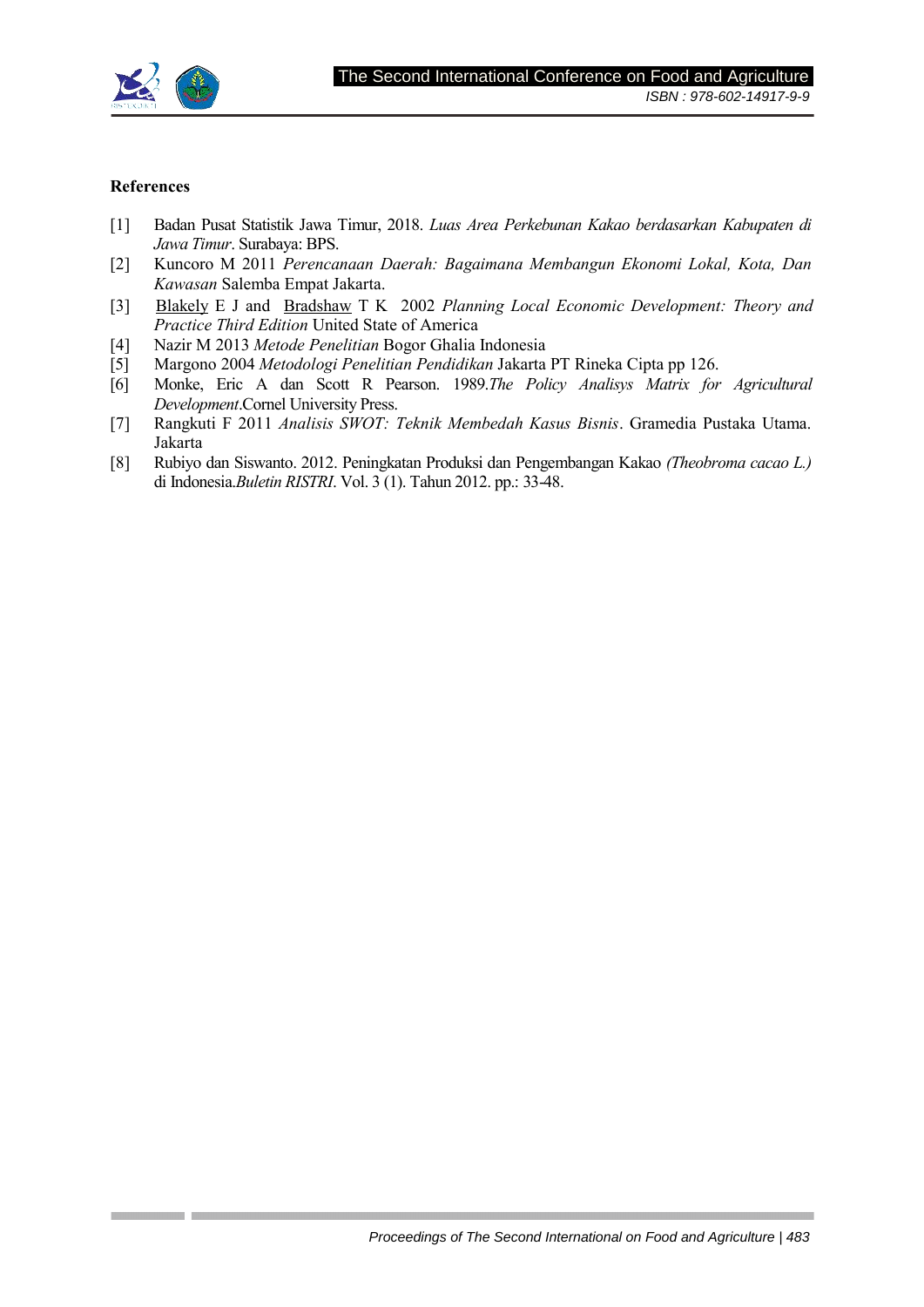**References**

[1] Badan Pusat Statistik Jawa Timur, 2018. *Luas Area Perkebunan Kakao berdasarkan Kabupaten di Jawa Timur*. Surabaya: BPS.

[2] Kuncoro M 2011 *Perencanaan Daerah: Bagaimana Membangun Ekonomi Lokal, Kota, Dan Kawasan* Salemba Empat Jakarta.

[3] Blakely E J and Bradshaw T K 2002 *Planning Local Economic Development: Theory and Practice Third Edition* United State of America

[4] Nazir M 2013 *Metode Penelitian* Bogor Ghalia Indonesia

[5] Margono 2004 *Metodologi Penelitian Pendidikan* Jakarta PT Rineka Cipta pp 126.

[6] Monke, Eric A dan Scott R Pearson. 1989.*The Policy Analisys Matrix for Agricultural Development*.Cornel University Press.

[7] Rangkuti F 2011 *Analisis SWOT: Teknik Membedah Kasus Bisnis*. Gramedia Pustaka Utama. Jakarta

[8] Rubiyo dan Siswanto. 2012. Peningkatan Produksi dan Pengembangan Kakao *(Theobroma cacao L.)* di Indonesia.*Buletin RISTRI*. Vol. 3 (1). Tahun 2012. pp.: 33-48.